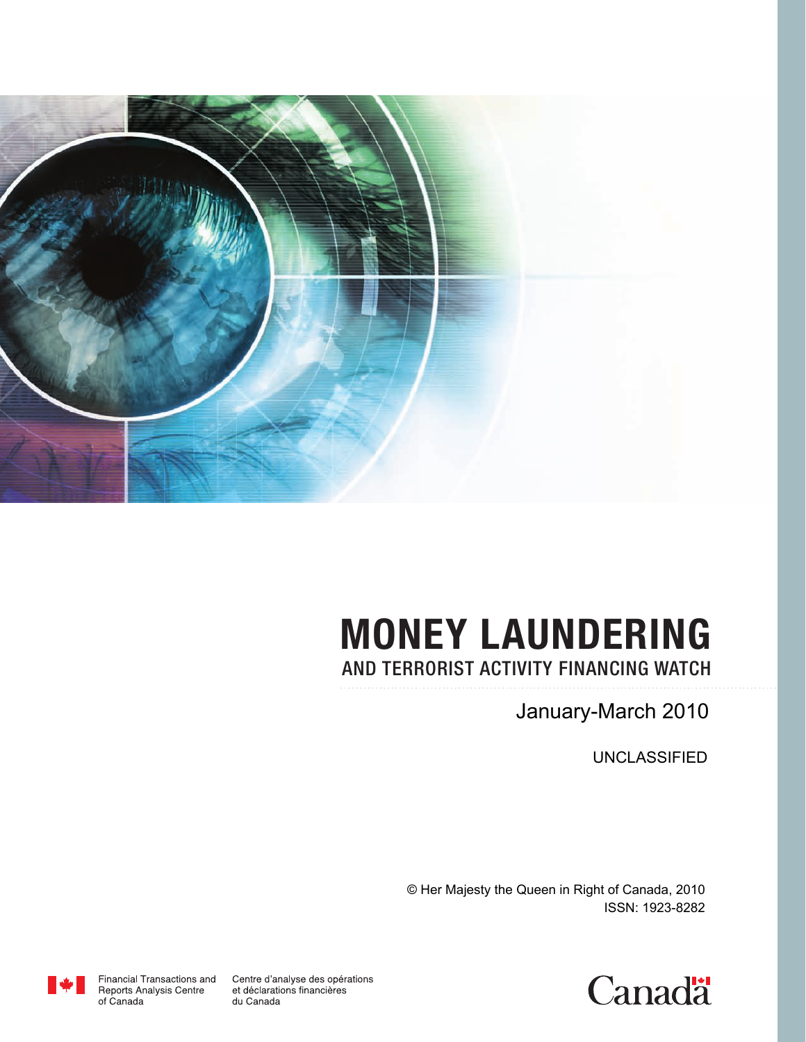# MONEY LAUNDERING

## AND TERRORIST ACTIVITY FINANCING WATCH

January-March 2010

UNCLASSIFIED

© Her Majesty the Queen in Right of Canada, 2010
ISSN: 1923-8282

Financial Transactions and Reports Analysis Centre of Canada

Centre d'analyse des opérations et déclarations financières du Canada

Canada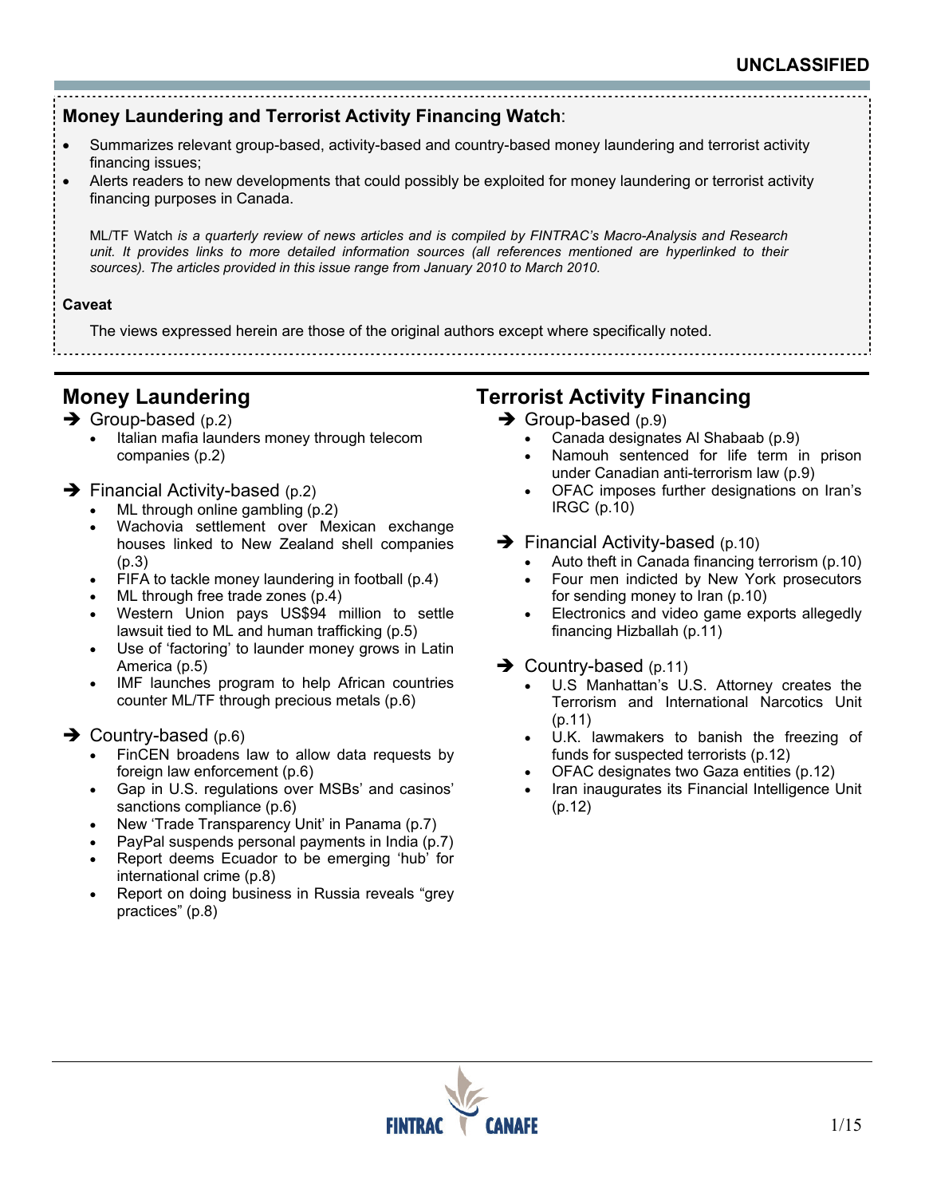**UNCLASSIFIED**

**Money Laundering and Terrorist Activity Financing Watch**:

- Summarizes relevant group-based, activity-based and country-based money laundering and terrorist activity financing issues;
- Alerts readers to new developments that could possibly be exploited for money laundering or terrorist activity financing purposes in Canada.

ML/TF Watch *is a quarterly review of news articles and is compiled by FINTRAC's Macro-Analysis and Research unit. It provides links to more detailed information sources (all references mentioned are hyperlinked to their sources). The articles provided in this issue range from January 2010 to March 2010.*

**Caveat**

The views expressed herein are those of the original authors except where specifically noted.

## Money Laundering

➔ Group-based (p.2)

- Italian mafia launders money through telecom companies (p.2)

➔ Financial Activity-based (p.2)

- ML through online gambling (p.2)
- Wachovia settlement over Mexican exchange houses linked to New Zealand shell companies (p.3)
- FIFA to tackle money laundering in football (p.4)
- ML through free trade zones (p.4)
- Western Union pays US$94 million to settle lawsuit tied to ML and human trafficking (p.5)
- Use of 'factoring' to launder money grows in Latin America (p.5)
- IMF launches program to help African countries counter ML/TF through precious metals (p.6)

➔ Country-based (p.6)

- FinCEN broadens law to allow data requests by foreign law enforcement (p.6)
- Gap in U.S. regulations over MSBs' and casinos' sanctions compliance (p.6)
- New 'Trade Transparency Unit' in Panama (p.7)
- PayPal suspends personal payments in India (p.7)
- Report deems Ecuador to be emerging 'hub' for international crime (p.8)
- Report on doing business in Russia reveals "grey practices" (p.8)

## Terrorist Activity Financing

➔ Group-based (p.9)

- Canada designates Al Shabaab (p.9)
- Namouh sentenced for life term in prison under Canadian anti-terrorism law (p.9)
- OFAC imposes further designations on Iran's IRGC (p.10)

➔ Financial Activity-based (p.10)

- Auto theft in Canada financing terrorism (p.10)
- Four men indicted by New York prosecutors for sending money to Iran (p.10)
- Electronics and video game exports allegedly financing Hizballah (p.11)

➔ Country-based (p.11)

- U.S Manhattan's U.S. Attorney creates the Terrorism and International Narcotics Unit (p.11)
- U.K. lawmakers to banish the freezing of funds for suspected terrorists (p.12)
- OFAC designates two Gaza entities (p.12)
- Iran inaugurates its Financial Intelligence Unit (p.12)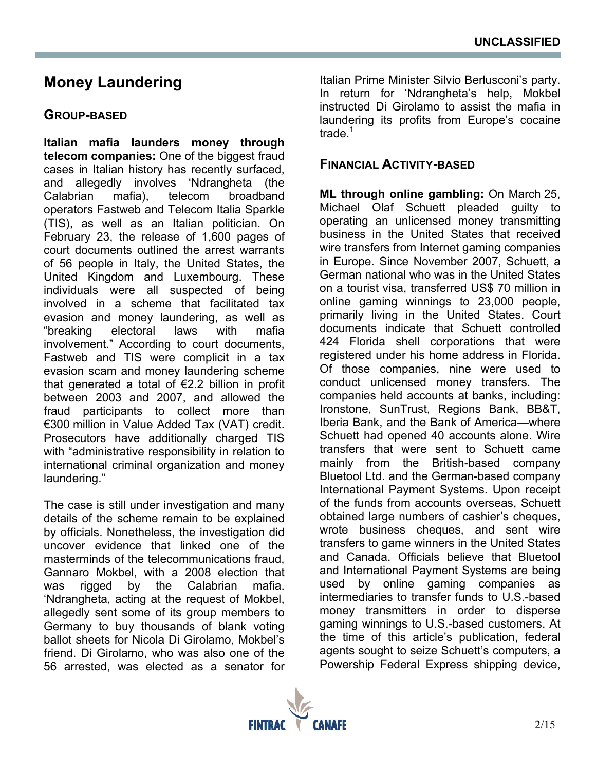# Money Laundering

## Group-based

**Italian mafia launders money through telecom companies:** One of the biggest fraud cases in Italian history has recently surfaced, and allegedly involves 'Ndrangheta (the Calabrian mafia), telecom broadband operators Fastweb and Telecom Italia Sparkle (TIS), as well as an Italian politician. On February 23, the release of 1,600 pages of court documents outlined the arrest warrants of 56 people in Italy, the United States, the United Kingdom and Luxembourg. These individuals were all suspected of being involved in a scheme that facilitated tax evasion and money laundering, as well as "breaking electoral laws with mafia involvement." According to court documents, Fastweb and TIS were complicit in a tax evasion scam and money laundering scheme that generated a total of €2.2 billion in profit between 2003 and 2007, and allowed the fraud participants to collect more than €300 million in Value Added Tax (VAT) credit. Prosecutors have additionally charged TIS with "administrative responsibility in relation to international criminal organization and money laundering."

The case is still under investigation and many details of the scheme remain to be explained by officials. Nonetheless, the investigation did uncover evidence that linked one of the masterminds of the telecommunications fraud, Gannaro Mokbel, with a 2008 election that was rigged by the Calabrian mafia. 'Ndrangheta, acting at the request of Mokbel, allegedly sent some of its group members to Germany to buy thousands of blank voting ballot sheets for Nicola Di Girolamo, Mokbel's friend. Di Girolamo, who was also one of the 56 arrested, was elected as a senator for Italian Prime Minister Silvio Berlusconi's party. In return for 'Ndrangheta's help, Mokbel instructed Di Girolamo to assist the mafia in laundering its profits from Europe's cocaine trade.[1]

## Financial Activity-based

**ML through online gambling:** On March 25, Michael Olaf Schuett pleaded guilty to operating an unlicensed money transmitting business in the United States that received wire transfers from Internet gaming companies in Europe. Since November 2007, Schuett, a German national who was in the United States on a tourist visa, transferred US$ 70 million in online gaming winnings to 23,000 people, primarily living in the United States. Court documents indicate that Schuett controlled 424 Florida shell corporations that were registered under his home address in Florida. Of those companies, nine were used to conduct unlicensed money transfers. The companies held accounts at banks, including: Ironstone, SunTrust, Regions Bank, BB&T, Iberia Bank, and the Bank of America—where Schuett had opened 40 accounts alone. Wire transfers that were sent to Schuett came mainly from the British-based company Bluetool Ltd. and the German-based company International Payment Systems. Upon receipt of the funds from accounts overseas, Schuett obtained large numbers of cashier's cheques, wrote business cheques, and sent wire transfers to game winners in the United States and Canada. Officials believe that Bluetool and International Payment Systems are being used by online gaming companies as intermediaries to transfer funds to U.S.-based money transmitters in order to disperse gaming winnings to U.S.-based customers. At the time of this article's publication, federal agents sought to seize Schuett's computers, a Powership Federal Express shipping device,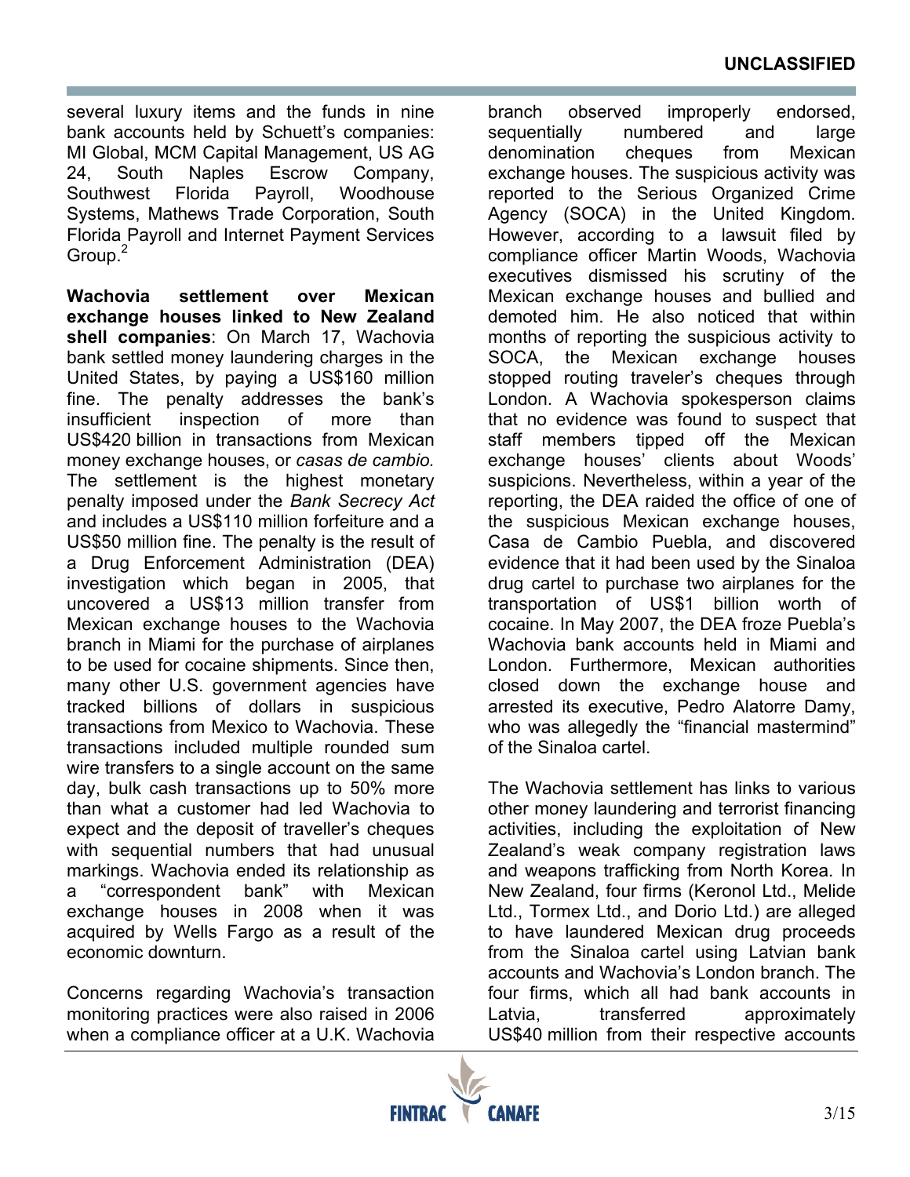several luxury items and the funds in nine bank accounts held by Schuett's companies: MI Global, MCM Capital Management, US AG 24, South Naples Escrow Company, Southwest Florida Payroll, Woodhouse Systems, Mathews Trade Corporation, South Florida Payroll and Internet Payment Services Group.[2]

**Wachovia settlement over Mexican exchange houses linked to New Zealand shell companies**: On March 17, Wachovia bank settled money laundering charges in the United States, by paying a US$160 million fine. The penalty addresses the bank's insufficient inspection of more than US$420 billion in transactions from Mexican money exchange houses, or *casas de cambio.* The settlement is the highest monetary penalty imposed under the *Bank Secrecy Act* and includes a US$110 million forfeiture and a US$50 million fine. The penalty is the result of a Drug Enforcement Administration (DEA) investigation which began in 2005, that uncovered a US$13 million transfer from Mexican exchange houses to the Wachovia branch in Miami for the purchase of airplanes to be used for cocaine shipments. Since then, many other U.S. government agencies have tracked billions of dollars in suspicious transactions from Mexico to Wachovia. These transactions included multiple rounded sum wire transfers to a single account on the same day, bulk cash transactions up to 50% more than what a customer had led Wachovia to expect and the deposit of traveller's cheques with sequential numbers that had unusual markings. Wachovia ended its relationship as a "correspondent bank" with Mexican exchange houses in 2008 when it was acquired by Wells Fargo as a result of the economic downturn.

Concerns regarding Wachovia's transaction monitoring practices were also raised in 2006 when a compliance officer at a U.K. Wachovia branch observed improperly endorsed, sequentially numbered and large denomination cheques from Mexican exchange houses. The suspicious activity was reported to the Serious Organized Crime Agency (SOCA) in the United Kingdom. However, according to a lawsuit filed by compliance officer Martin Woods, Wachovia executives dismissed his scrutiny of the Mexican exchange houses and bullied and demoted him. He also noticed that within months of reporting the suspicious activity to SOCA, the Mexican exchange houses stopped routing traveler's cheques through London. A Wachovia spokesperson claims that no evidence was found to suspect that staff members tipped off the Mexican exchange houses' clients about Woods' suspicions. Nevertheless, within a year of the reporting, the DEA raided the office of one of the suspicious Mexican exchange houses, Casa de Cambio Puebla, and discovered evidence that it had been used by the Sinaloa drug cartel to purchase two airplanes for the transportation of US$1 billion worth of cocaine. In May 2007, the DEA froze Puebla's Wachovia bank accounts held in Miami and London. Furthermore, Mexican authorities closed down the exchange house and arrested its executive, Pedro Alatorre Damy, who was allegedly the "financial mastermind" of the Sinaloa cartel.

The Wachovia settlement has links to various other money laundering and terrorist financing activities, including the exploitation of New Zealand's weak company registration laws and weapons trafficking from North Korea. In New Zealand, four firms (Keronol Ltd., Melide Ltd., Tormex Ltd., and Dorio Ltd.) are alleged to have laundered Mexican drug proceeds from the Sinaloa cartel using Latvian bank accounts and Wachovia's London branch. The four firms, which all had bank accounts in Latvia, transferred approximately US$40 million from their respective accounts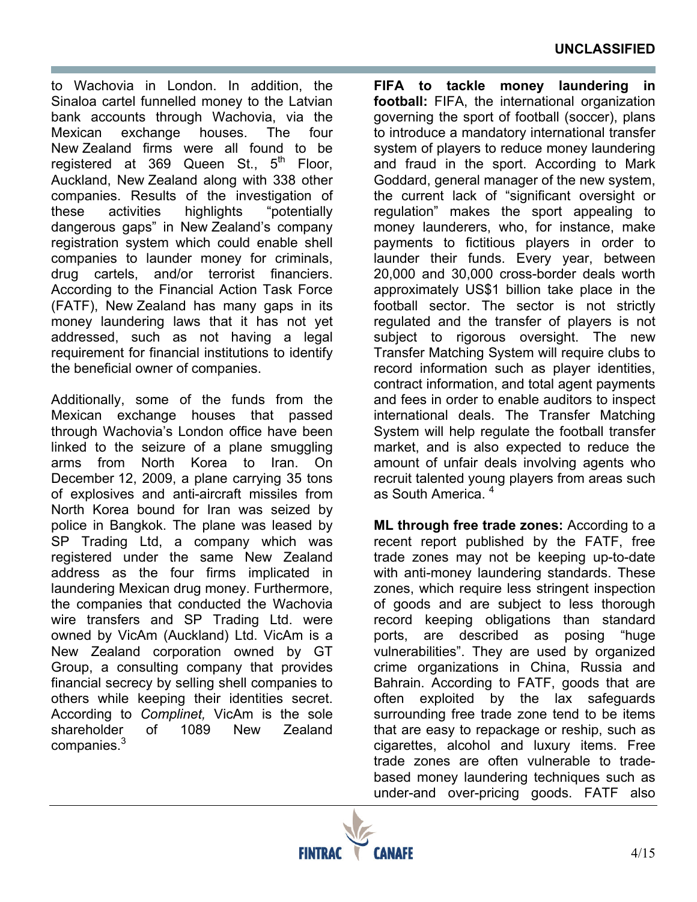to Wachovia in London. In addition, the Sinaloa cartel funnelled money to the Latvian bank accounts through Wachovia, via the Mexican exchange houses. The four New Zealand firms were all found to be registered at 369 Queen St., 5th Floor, Auckland, New Zealand along with 338 other companies. Results of the investigation of these activities highlights "potentially dangerous gaps" in New Zealand's company registration system which could enable shell companies to launder money for criminals, drug cartels, and/or terrorist financiers. According to the Financial Action Task Force (FATF), New Zealand has many gaps in its money laundering laws that it has not yet addressed, such as not having a legal requirement for financial institutions to identify the beneficial owner of companies.

Additionally, some of the funds from the Mexican exchange houses that passed through Wachovia's London office have been linked to the seizure of a plane smuggling arms from North Korea to Iran. On December 12, 2009, a plane carrying 35 tons of explosives and anti-aircraft missiles from North Korea bound for Iran was seized by police in Bangkok. The plane was leased by SP Trading Ltd, a company which was registered under the same New Zealand address as the four firms implicated in laundering Mexican drug money. Furthermore, the companies that conducted the Wachovia wire transfers and SP Trading Ltd. were owned by VicAm (Auckland) Ltd. VicAm is a New Zealand corporation owned by GT Group, a consulting company that provides financial secrecy by selling shell companies to others while keeping their identities secret. According to *Complinet,* VicAm is the sole shareholder of 1089 New Zealand companies.[3]

**FIFA to tackle money laundering in football:** FIFA, the international organization governing the sport of football (soccer), plans to introduce a mandatory international transfer system of players to reduce money laundering and fraud in the sport. According to Mark Goddard, general manager of the new system, the current lack of "significant oversight or regulation" makes the sport appealing to money launderers, who, for instance, make payments to fictitious players in order to launder their funds. Every year, between 20,000 and 30,000 cross-border deals worth approximately US$1 billion take place in the football sector. The sector is not strictly regulated and the transfer of players is not subject to rigorous oversight. The new Transfer Matching System will require clubs to record information such as player identities, contract information, and total agent payments and fees in order to enable auditors to inspect international deals. The Transfer Matching System will help regulate the football transfer market, and is also expected to reduce the amount of unfair deals involving agents who recruit talented young players from areas such as South America.[4]

**ML through free trade zones:** According to a recent report published by the FATF, free trade zones may not be keeping up-to-date with anti-money laundering standards. These zones, which require less stringent inspection of goods and are subject to less thorough record keeping obligations than standard ports, are described as posing "huge vulnerabilities". They are used by organized crime organizations in China, Russia and Bahrain. According to FATF, goods that are often exploited by the lax safeguards surrounding free trade zone tend to be items that are easy to repackage or reship, such as cigarettes, alcohol and luxury items. Free trade zones are often vulnerable to trade-based money laundering techniques such as under-and over-pricing goods. FATF also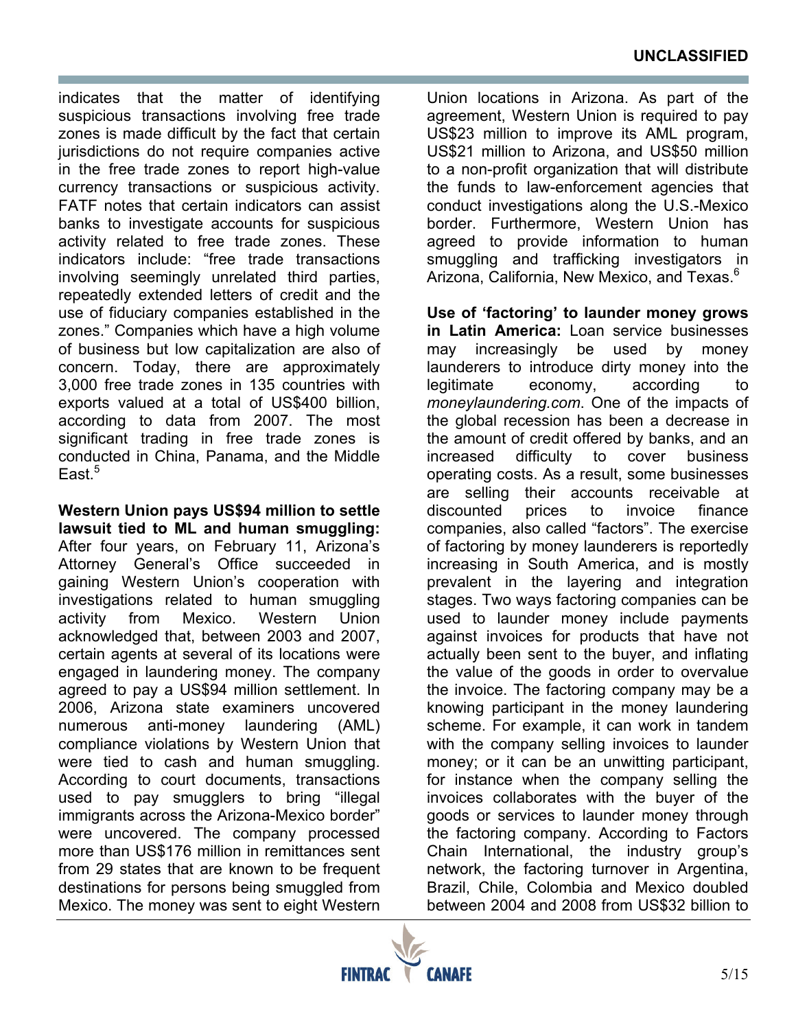indicates that the matter of identifying suspicious transactions involving free trade zones is made difficult by the fact that certain jurisdictions do not require companies active in the free trade zones to report high-value currency transactions or suspicious activity. FATF notes that certain indicators can assist banks to investigate accounts for suspicious activity related to free trade zones. These indicators include: "free trade transactions involving seemingly unrelated third parties, repeatedly extended letters of credit and the use of fiduciary companies established in the zones." Companies which have a high volume of business but low capitalization are also of concern. Today, there are approximately 3,000 free trade zones in 135 countries with exports valued at a total of US$400 billion, according to data from 2007. The most significant trading in free trade zones is conducted in China, Panama, and the Middle East.[5]

**Western Union pays US$94 million to settle lawsuit tied to ML and human smuggling:** After four years, on February 11, Arizona's Attorney General's Office succeeded in gaining Western Union's cooperation with investigations related to human smuggling activity from Mexico. Western Union acknowledged that, between 2003 and 2007, certain agents at several of its locations were engaged in laundering money. The company agreed to pay a US$94 million settlement. In 2006, Arizona state examiners uncovered numerous anti-money laundering (AML) compliance violations by Western Union that were tied to cash and human smuggling. According to court documents, transactions used to pay smugglers to bring "illegal immigrants across the Arizona-Mexico border" were uncovered. The company processed more than US$176 million in remittances sent from 29 states that are known to be frequent destinations for persons being smuggled from Mexico. The money was sent to eight Western Union locations in Arizona. As part of the agreement, Western Union is required to pay US$23 million to improve its AML program, US$21 million to Arizona, and US$50 million to a non-profit organization that will distribute the funds to law-enforcement agencies that conduct investigations along the U.S.-Mexico border. Furthermore, Western Union has agreed to provide information to human smuggling and trafficking investigators in Arizona, California, New Mexico, and Texas.[6]

**Use of 'factoring' to launder money grows in Latin America:** Loan service businesses may increasingly be used by money launderers to introduce dirty money into the legitimate economy, according to *moneylaundering.com*. One of the impacts of the global recession has been a decrease in the amount of credit offered by banks, and an increased difficulty to cover business operating costs. As a result, some businesses are selling their accounts receivable at discounted prices to invoice finance companies, also called "factors". The exercise of factoring by money launderers is reportedly increasing in South America, and is mostly prevalent in the layering and integration stages. Two ways factoring companies can be used to launder money include payments against invoices for products that have not actually been sent to the buyer, and inflating the value of the goods in order to overvalue the invoice. The factoring company may be a knowing participant in the money laundering scheme. For example, it can work in tandem with the company selling invoices to launder money; or it can be an unwitting participant, for instance when the company selling the invoices collaborates with the buyer of the goods or services to launder money through the factoring company. According to Factors Chain International, the industry group's network, the factoring turnover in Argentina, Brazil, Chile, Colombia and Mexico doubled between 2004 and 2008 from US$32 billion to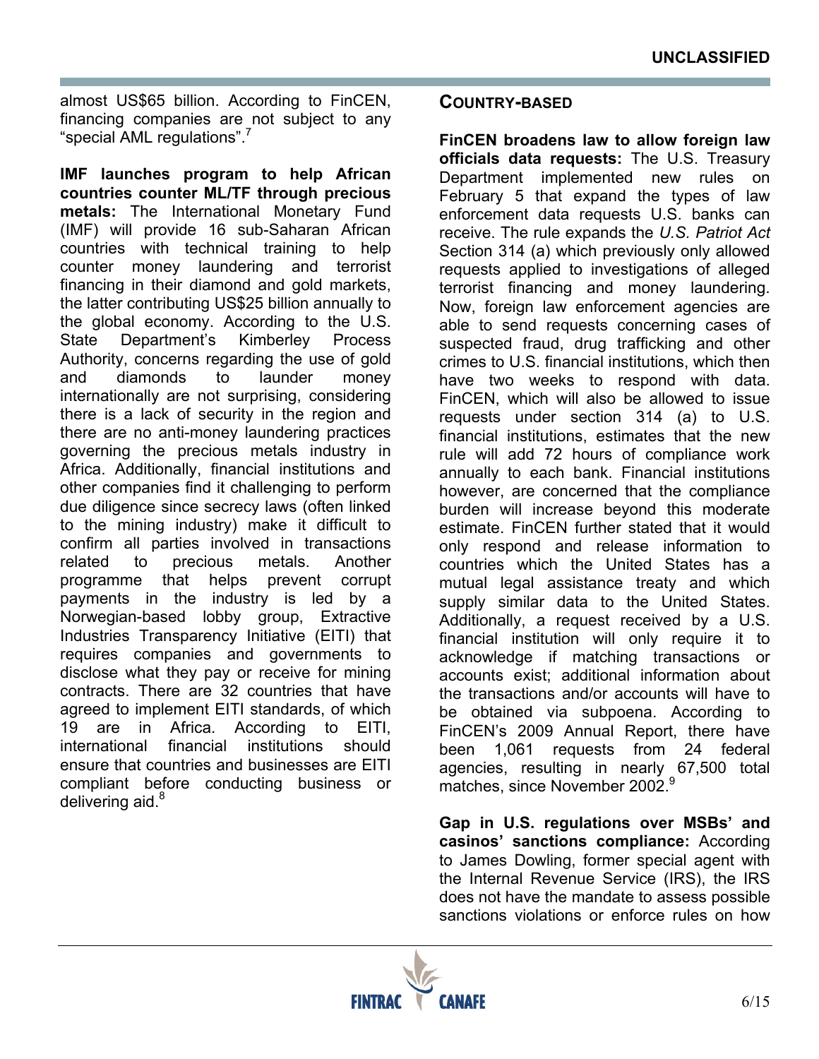almost US$65 billion. According to FinCEN, financing companies are not subject to any “special AML regulations”.[7]

**IMF launches program to help African countries counter ML/TF through precious metals:** The International Monetary Fund (IMF) will provide 16 sub-Saharan African countries with technical training to help counter money laundering and terrorist financing in their diamond and gold markets, the latter contributing US$25 billion annually to the global economy. According to the U.S. State Department’s Kimberley Process Authority, concerns regarding the use of gold and diamonds to launder money internationally are not surprising, considering there is a lack of security in the region and there are no anti-money laundering practices governing the precious metals industry in Africa. Additionally, financial institutions and other companies find it challenging to perform due diligence since secrecy laws (often linked to the mining industry) make it difficult to confirm all parties involved in transactions related to precious metals. Another programme that helps prevent corrupt payments in the industry is led by a Norwegian-based lobby group, Extractive Industries Transparency Initiative (EITI) that requires companies and governments to disclose what they pay or receive for mining contracts. There are 32 countries that have agreed to implement EITI standards, of which 19 are in Africa. According to EITI, international financial institutions should ensure that countries and businesses are EITI compliant before conducting business or delivering aid.[8]

## COUNTRY-BASED

**FinCEN broadens law to allow foreign law officials data requests:** The U.S. Treasury Department implemented new rules on February 5 that expand the types of law enforcement data requests U.S. banks can receive. The rule expands the *U.S. Patriot Act* Section 314 (a) which previously only allowed requests applied to investigations of alleged terrorist financing and money laundering. Now, foreign law enforcement agencies are able to send requests concerning cases of suspected fraud, drug trafficking and other crimes to U.S. financial institutions, which then have two weeks to respond with data. FinCEN, which will also be allowed to issue requests under section 314 (a) to U.S. financial institutions, estimates that the new rule will add 72 hours of compliance work annually to each bank. Financial institutions however, are concerned that the compliance burden will increase beyond this moderate estimate. FinCEN further stated that it would only respond and release information to countries which the United States has a mutual legal assistance treaty and which supply similar data to the United States. Additionally, a request received by a U.S. financial institution will only require it to acknowledge if matching transactions or accounts exist; additional information about the transactions and/or accounts will have to be obtained via subpoena. According to FinCEN’s 2009 Annual Report, there have been 1,061 requests from 24 federal agencies, resulting in nearly 67,500 total matches, since November 2002.[9]

**Gap in U.S. regulations over MSBs’ and casinos’ sanctions compliance:** According to James Dowling, former special agent with the Internal Revenue Service (IRS), the IRS does not have the mandate to assess possible sanctions violations or enforce rules on how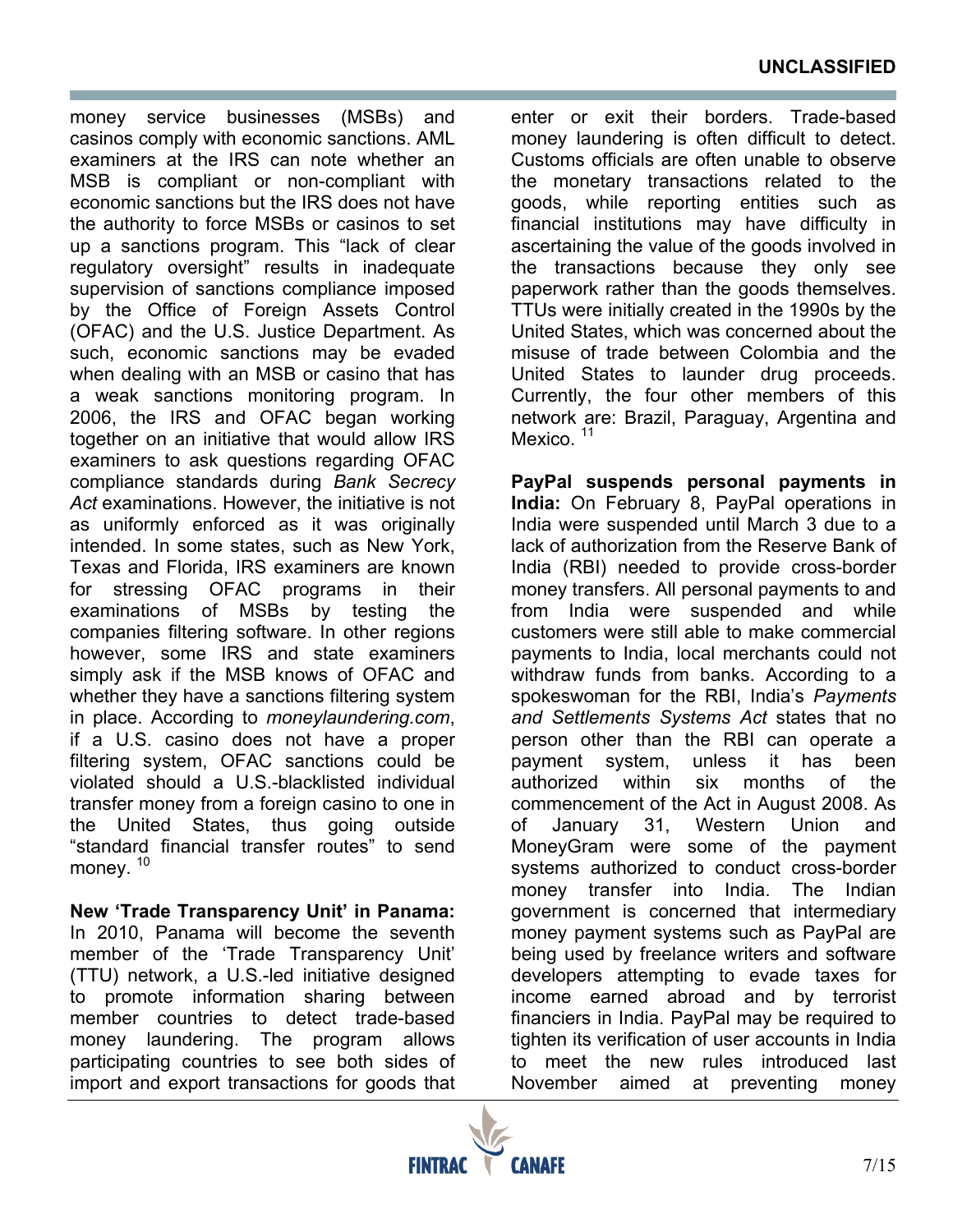money service businesses (MSBs) and casinos comply with economic sanctions. AML examiners at the IRS can note whether an MSB is compliant or non-compliant with economic sanctions but the IRS does not have the authority to force MSBs or casinos to set up a sanctions program. This "lack of clear regulatory oversight" results in inadequate supervision of sanctions compliance imposed by the Office of Foreign Assets Control (OFAC) and the U.S. Justice Department. As such, economic sanctions may be evaded when dealing with an MSB or casino that has a weak sanctions monitoring program. In 2006, the IRS and OFAC began working together on an initiative that would allow IRS examiners to ask questions regarding OFAC compliance standards during *Bank Secrecy Act* examinations. However, the initiative is not as uniformly enforced as it was originally intended. In some states, such as New York, Texas and Florida, IRS examiners are known for stressing OFAC programs in their examinations of MSBs by testing the companies filtering software. In other regions however, some IRS and state examiners simply ask if the MSB knows of OFAC and whether they have a sanctions filtering system in place. According to *moneylaundering.com*, if a U.S. casino does not have a proper filtering system, OFAC sanctions could be violated should a U.S.-blacklisted individual transfer money from a foreign casino to one in the United States, thus going outside "standard financial transfer routes" to send money. [10]

**New 'Trade Transparency Unit' in Panama:** In 2010, Panama will become the seventh member of the 'Trade Transparency Unit' (TTU) network, a U.S.-led initiative designed to promote information sharing between member countries to detect trade-based money laundering. The program allows participating countries to see both sides of import and export transactions for goods that enter or exit their borders. Trade-based money laundering is often difficult to detect. Customs officials are often unable to observe the monetary transactions related to the goods, while reporting entities such as financial institutions may have difficulty in ascertaining the value of the goods involved in the transactions because they only see paperwork rather than the goods themselves. TTUs were initially created in the 1990s by the United States, which was concerned about the misuse of trade between Colombia and the United States to launder drug proceeds. Currently, the four other members of this network are: Brazil, Paraguay, Argentina and Mexico. [11]

**PayPal suspends personal payments in India:** On February 8, PayPal operations in India were suspended until March 3 due to a lack of authorization from the Reserve Bank of India (RBI) needed to provide cross-border money transfers. All personal payments to and from India were suspended and while customers were still able to make commercial payments to India, local merchants could not withdraw funds from banks. According to a spokeswoman for the RBI, India's *Payments and Settlements Systems Act* states that no person other than the RBI can operate a payment system, unless it has been authorized within six months of the commencement of the Act in August 2008. As of January 31, Western Union and MoneyGram were some of the payment systems authorized to conduct cross-border money transfer into India. The Indian government is concerned that intermediary money payment systems such as PayPal are being used by freelance writers and software developers attempting to evade taxes for income earned abroad and by terrorist financiers in India. PayPal may be required to tighten its verification of user accounts in India to meet the new rules introduced last November aimed at preventing money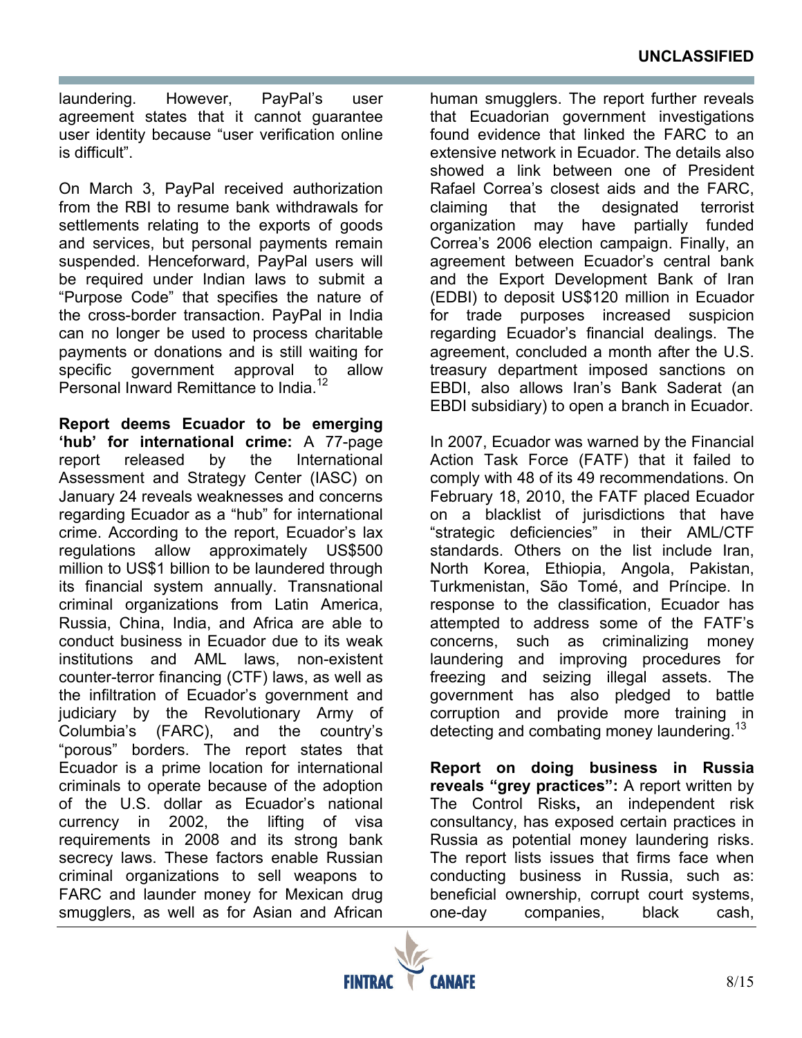laundering. However, PayPal's user agreement states that it cannot guarantee user identity because "user verification online is difficult".

On March 3, PayPal received authorization from the RBI to resume bank withdrawals for settlements relating to the exports of goods and services, but personal payments remain suspended. Henceforward, PayPal users will be required under Indian laws to submit a "Purpose Code" that specifies the nature of the cross-border transaction. PayPal in India can no longer be used to process charitable payments or donations and is still waiting for specific government approval to allow Personal Inward Remittance to India.[12]

**Report deems Ecuador to be emerging 'hub' for international crime:** A 77-page report released by the International Assessment and Strategy Center (IASC) on January 24 reveals weaknesses and concerns regarding Ecuador as a "hub" for international crime. According to the report, Ecuador's lax regulations allow approximately US$500 million to US$1 billion to be laundered through its financial system annually. Transnational criminal organizations from Latin America, Russia, China, India, and Africa are able to conduct business in Ecuador due to its weak institutions and AML laws, non-existent counter-terror financing (CTF) laws, as well as the infiltration of Ecuador's government and judiciary by the Revolutionary Army of Columbia's (FARC), and the country's "porous" borders. The report states that Ecuador is a prime location for international criminals to operate because of the adoption of the U.S. dollar as Ecuador's national currency in 2002, the lifting of visa requirements in 2008 and its strong bank secrecy laws. These factors enable Russian criminal organizations to sell weapons to FARC and launder money for Mexican drug smugglers, as well as for Asian and African human smugglers. The report further reveals that Ecuadorian government investigations found evidence that linked the FARC to an extensive network in Ecuador. The details also showed a link between one of President Rafael Correa's closest aids and the FARC, claiming that the designated terrorist organization may have partially funded Correa's 2006 election campaign. Finally, an agreement between Ecuador's central bank and the Export Development Bank of Iran (EDBI) to deposit US$120 million in Ecuador for trade purposes increased suspicion regarding Ecuador's financial dealings. The agreement, concluded a month after the U.S. treasury department imposed sanctions on EBDI, also allows Iran's Bank Saderat (an EBDI subsidiary) to open a branch in Ecuador.

In 2007, Ecuador was warned by the Financial Action Task Force (FATF) that it failed to comply with 48 of its 49 recommendations. On February 18, 2010, the FATF placed Ecuador on a blacklist of jurisdictions that have "strategic deficiencies" in their AML/CTF standards. Others on the list include Iran, North Korea, Ethiopia, Angola, Pakistan, Turkmenistan, São Tomé, and Príncipe. In response to the classification, Ecuador has attempted to address some of the FATF's concerns, such as criminalizing money laundering and improving procedures for freezing and seizing illegal assets. The government has also pledged to battle corruption and provide more training in detecting and combating money laundering.[13]

**Report on doing business in Russia reveals "grey practices":** A report written by The Control Risks**,** an independent risk consultancy, has exposed certain practices in Russia as potential money laundering risks. The report lists issues that firms face when conducting business in Russia, such as: beneficial ownership, corrupt court systems, one-day companies, black cash,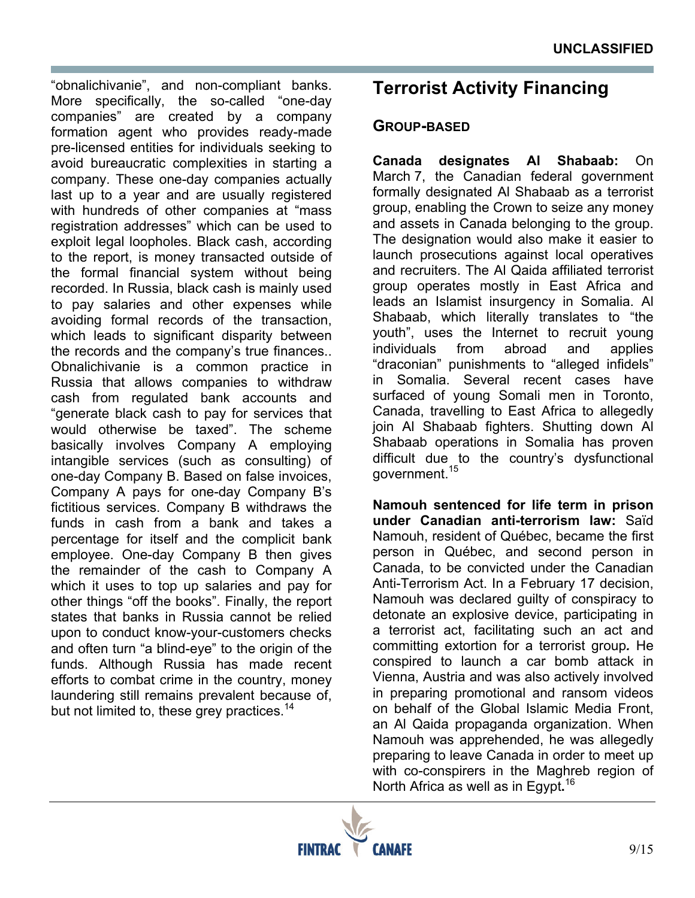"obnalichivanie", and non-compliant banks. More specifically, the so-called "one-day companies" are created by a company formation agent who provides ready-made pre-licensed entities for individuals seeking to avoid bureaucratic complexities in starting a company. These one-day companies actually last up to a year and are usually registered with hundreds of other companies at "mass registration addresses" which can be used to exploit legal loopholes. Black cash, according to the report, is money transacted outside of the formal financial system without being recorded. In Russia, black cash is mainly used to pay salaries and other expenses while avoiding formal records of the transaction, which leads to significant disparity between the records and the company's true finances.. Obnalichivanie is a common practice in Russia that allows companies to withdraw cash from regulated bank accounts and "generate black cash to pay for services that would otherwise be taxed". The scheme basically involves Company A employing intangible services (such as consulting) of one-day Company B. Based on false invoices, Company A pays for one-day Company B's fictitious services. Company B withdraws the funds in cash from a bank and takes a percentage for itself and the complicit bank employee. One-day Company B then gives the remainder of the cash to Company A which it uses to top up salaries and pay for other things "off the books". Finally, the report states that banks in Russia cannot be relied upon to conduct know-your-customers checks and often turn "a blind-eye" to the origin of the funds. Although Russia has made recent efforts to combat crime in the country, money laundering still remains prevalent because of, but not limited to, these grey practices.[14]

# Terrorist Activity Financing

## Group-based

**Canada designates Al Shabaab:** On March 7, the Canadian federal government formally designated Al Shabaab as a terrorist group, enabling the Crown to seize any money and assets in Canada belonging to the group. The designation would also make it easier to launch prosecutions against local operatives and recruiters. The Al Qaida affiliated terrorist group operates mostly in East Africa and leads an Islamist insurgency in Somalia. Al Shabaab, which literally translates to "the youth", uses the Internet to recruit young individuals from abroad and applies "draconian" punishments to "alleged infidels" in Somalia. Several recent cases have surfaced of young Somali men in Toronto, Canada, travelling to East Africa to allegedly join Al Shabaab fighters. Shutting down Al Shabaab operations in Somalia has proven difficult due to the country's dysfunctional government.[15]

**Namouh sentenced for life term in prison under Canadian anti-terrorism law:** Saïd Namouh, resident of Québec, became the first person in Québec, and second person in Canada, to be convicted under the Canadian Anti-Terrorism Act. In a February 17 decision, Namouh was declared guilty of conspiracy to detonate an explosive device, participating in a terrorist act, facilitating such an act and committing extortion for a terrorist group. He conspired to launch a car bomb attack in Vienna, Austria and was also actively involved in preparing promotional and ransom videos on behalf of the Global Islamic Media Front, an Al Qaida propaganda organization. When Namouh was apprehended, he was allegedly preparing to leave Canada in order to meet up with co-conspirers in the Maghreb region of North Africa as well as in Egypt.[16]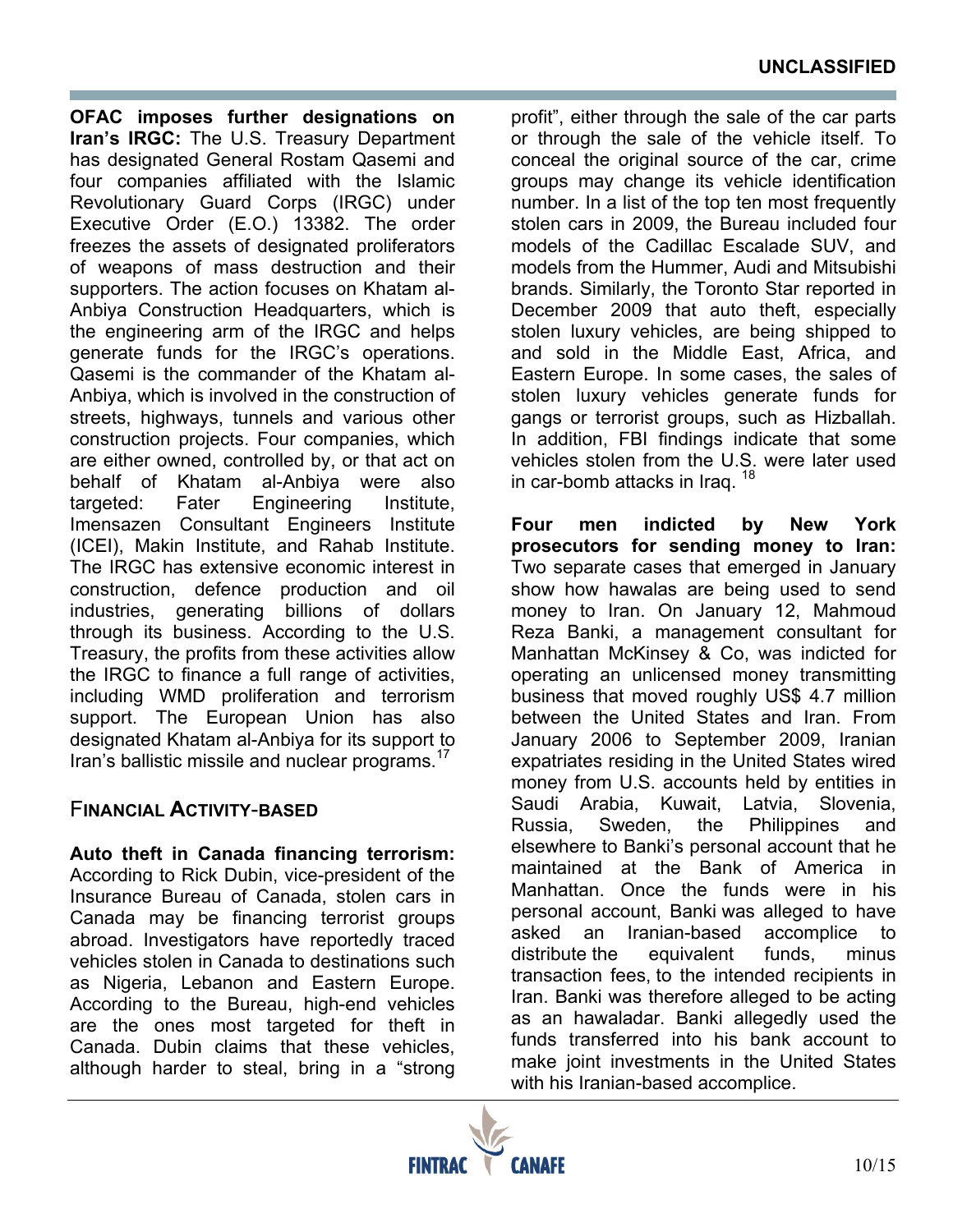**OFAC imposes further designations on Iran's IRGC:** The U.S. Treasury Department has designated General Rostam Qasemi and four companies affiliated with the Islamic Revolutionary Guard Corps (IRGC) under Executive Order (E.O.) 13382. The order freezes the assets of designated proliferators of weapons of mass destruction and their supporters. The action focuses on Khatam al-Anbiya Construction Headquarters, which is the engineering arm of the IRGC and helps generate funds for the IRGC's operations. Qasemi is the commander of the Khatam al-Anbiya, which is involved in the construction of streets, highways, tunnels and various other construction projects. Four companies, which are either owned, controlled by, or that act on behalf of Khatam al-Anbiya were also targeted: Fater Engineering Institute, Imensazen Consultant Engineers Institute (ICEI), Makin Institute, and Rahab Institute. The IRGC has extensive economic interest in construction, defence production and oil industries, generating billions of dollars through its business. According to the U.S. Treasury, the profits from these activities allow the IRGC to finance a full range of activities, including WMD proliferation and terrorism support. The European Union has also designated Khatam al-Anbiya for its support to Iran's ballistic missile and nuclear programs.[17]

## Financial Activity-based

**Auto theft in Canada financing terrorism:** According to Rick Dubin, vice-president of the Insurance Bureau of Canada, stolen cars in Canada may be financing terrorist groups abroad. Investigators have reportedly traced vehicles stolen in Canada to destinations such as Nigeria, Lebanon and Eastern Europe. According to the Bureau, high-end vehicles are the ones most targeted for theft in Canada. Dubin claims that these vehicles, although harder to steal, bring in a "strong profit", either through the sale of the car parts or through the sale of the vehicle itself. To conceal the original source of the car, crime groups may change its vehicle identification number. In a list of the top ten most frequently stolen cars in 2009, the Bureau included four models of the Cadillac Escalade SUV, and models from the Hummer, Audi and Mitsubishi brands. Similarly, the Toronto Star reported in December 2009 that auto theft, especially stolen luxury vehicles, are being shipped to and sold in the Middle East, Africa, and Eastern Europe. In some cases, the sales of stolen luxury vehicles generate funds for gangs or terrorist groups, such as Hizballah. In addition, FBI findings indicate that some vehicles stolen from the U.S. were later used in car-bomb attacks in Iraq.[18]

**Four men indicted by New York prosecutors for sending money to Iran:** Two separate cases that emerged in January show how hawalas are being used to send money to Iran. On January 12, Mahmoud Reza Banki, a management consultant for Manhattan McKinsey & Co, was indicted for operating an unlicensed money transmitting business that moved roughly US$ 4.7 million between the United States and Iran. From January 2006 to September 2009, Iranian expatriates residing in the United States wired money from U.S. accounts held by entities in Saudi Arabia, Kuwait, Latvia, Slovenia, Russia, Sweden, the Philippines and elsewhere to Banki's personal account that he maintained at the Bank of America in Manhattan. Once the funds were in his personal account, Banki was alleged to have asked an Iranian-based accomplice to distribute the equivalent funds, minus transaction fees, to the intended recipients in Iran. Banki was therefore alleged to be acting as an hawaladar. Banki allegedly used the funds transferred into his bank account to make joint investments in the United States with his Iranian-based accomplice.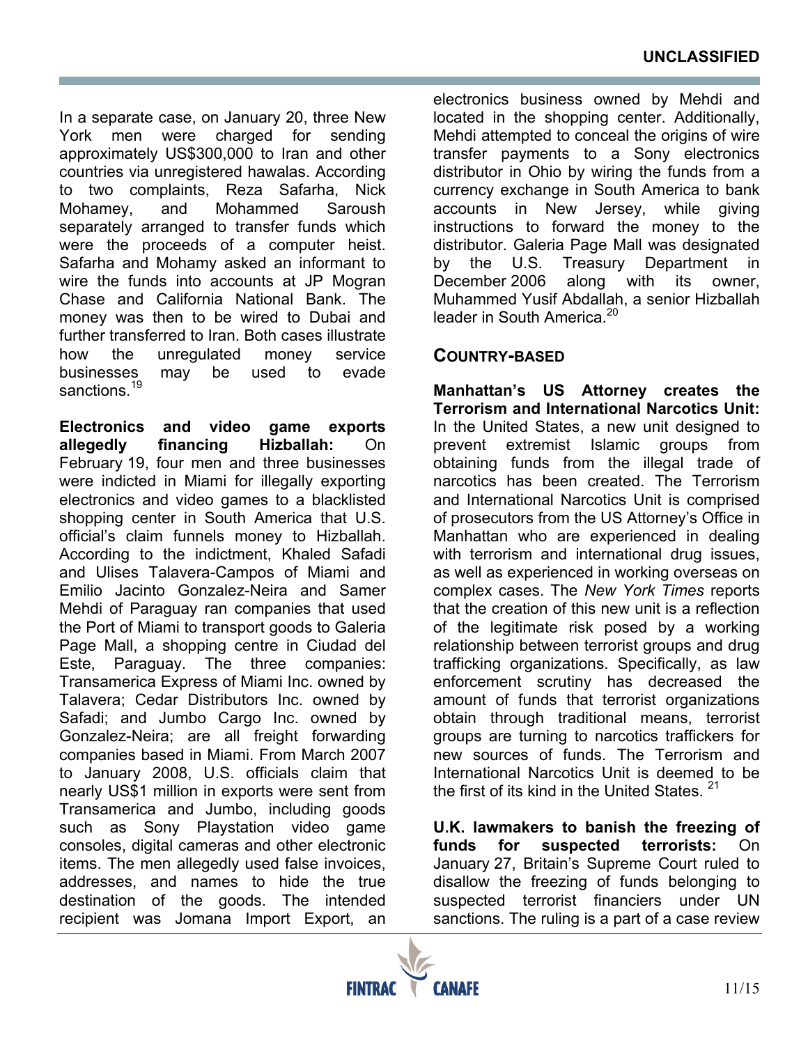In a separate case, on January 20, three New York men were charged for sending approximately US$300,000 to Iran and other countries via unregistered hawalas. According to two complaints, Reza Safarha, Nick Mohamey, and Mohammed Saroush separately arranged to transfer funds which were the proceeds of a computer heist. Safarha and Mohamy asked an informant to wire the funds into accounts at JP Mogran Chase and California National Bank. The money was then to be wired to Dubai and further transferred to Iran. Both cases illustrate how the unregulated money service businesses may be used to evade sanctions.[19]

**Electronics and video game exports allegedly financing Hizballah:** On February 19, four men and three businesses were indicted in Miami for illegally exporting electronics and video games to a blacklisted shopping center in South America that U.S. official's claim funnels money to Hizballah. According to the indictment, Khaled Safadi and Ulises Talavera-Campos of Miami and Emilio Jacinto Gonzalez-Neira and Samer Mehdi of Paraguay ran companies that used the Port of Miami to transport goods to Galeria Page Mall, a shopping centre in Ciudad del Este, Paraguay. The three companies: Transamerica Express of Miami Inc. owned by Talavera; Cedar Distributors Inc. owned by Safadi; and Jumbo Cargo Inc. owned by Gonzalez-Neira; are all freight forwarding companies based in Miami. From March 2007 to January 2008, U.S. officials claim that nearly US$1 million in exports were sent from Transamerica and Jumbo, including goods such as Sony Playstation video game consoles, digital cameras and other electronic items. The men allegedly used false invoices, addresses, and names to hide the true destination of the goods. The intended recipient was Jomana Import Export, an electronics business owned by Mehdi and located in the shopping center. Additionally, Mehdi attempted to conceal the origins of wire transfer payments to a Sony electronics distributor in Ohio by wiring the funds from a currency exchange in South America to bank accounts in New Jersey, while giving instructions to forward the money to the distributor. Galeria Page Mall was designated by the U.S. Treasury Department in December 2006 along with its owner, Muhammed Yusif Abdallah, a senior Hizballah leader in South America.[20]

## Country-based

**Manhattan's US Attorney creates the Terrorism and International Narcotics Unit:** In the United States, a new unit designed to prevent extremist Islamic groups from obtaining funds from the illegal trade of narcotics has been created. The Terrorism and International Narcotics Unit is comprised of prosecutors from the US Attorney's Office in Manhattan who are experienced in dealing with terrorism and international drug issues, as well as experienced in working overseas on complex cases. The *New York Times* reports that the creation of this new unit is a reflection of the legitimate risk posed by a working relationship between terrorist groups and drug trafficking organizations. Specifically, as law enforcement scrutiny has decreased the amount of funds that terrorist organizations obtain through traditional means, terrorist groups are turning to narcotics traffickers for new sources of funds. The Terrorism and International Narcotics Unit is deemed to be the first of its kind in the United States.[21]

**U.K. lawmakers to banish the freezing of funds for suspected terrorists:** On January 27, Britain's Supreme Court ruled to disallow the freezing of funds belonging to suspected terrorist financiers under UN sanctions. The ruling is a part of a case review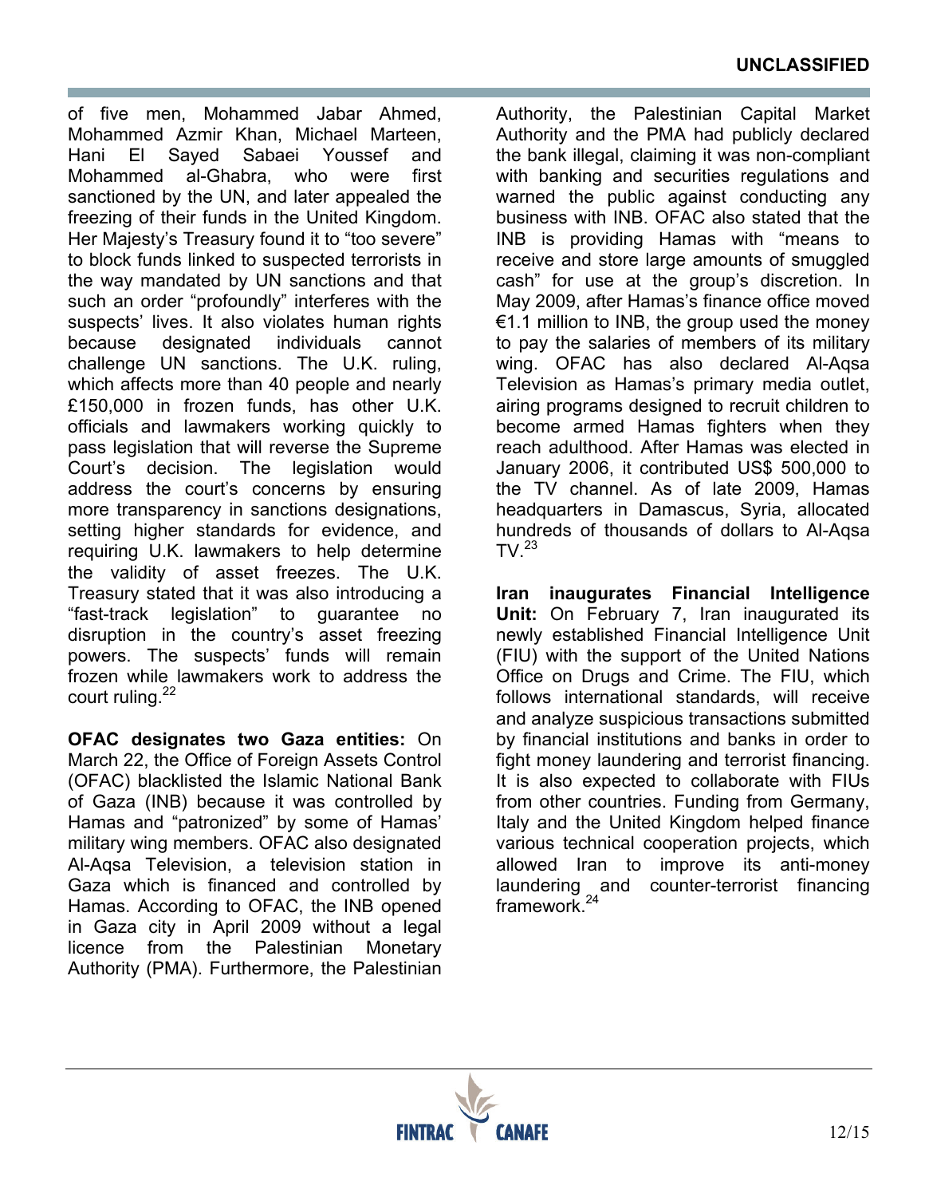of five men, Mohammed Jabar Ahmed, Mohammed Azmir Khan, Michael Marteen, Hani El Sayed Sabaei Youssef and Mohammed al-Ghabra, who were first sanctioned by the UN, and later appealed the freezing of their funds in the United Kingdom. Her Majesty's Treasury found it to "too severe" to block funds linked to suspected terrorists in the way mandated by UN sanctions and that such an order "profoundly" interferes with the suspects' lives. It also violates human rights because designated individuals cannot challenge UN sanctions. The U.K. ruling, which affects more than 40 people and nearly £150,000 in frozen funds, has other U.K. officials and lawmakers working quickly to pass legislation that will reverse the Supreme Court's decision. The legislation would address the court's concerns by ensuring more transparency in sanctions designations, setting higher standards for evidence, and requiring U.K. lawmakers to help determine the validity of asset freezes. The U.K. Treasury stated that it was also introducing a "fast-track legislation" to guarantee no disruption in the country's asset freezing powers. The suspects' funds will remain frozen while lawmakers work to address the court ruling.[22]

**OFAC designates two Gaza entities:** On March 22, the Office of Foreign Assets Control (OFAC) blacklisted the Islamic National Bank of Gaza (INB) because it was controlled by Hamas and "patronized" by some of Hamas' military wing members. OFAC also designated Al-Aqsa Television, a television station in Gaza which is financed and controlled by Hamas. According to OFAC, the INB opened in Gaza city in April 2009 without a legal licence from the Palestinian Monetary Authority (PMA). Furthermore, the Palestinian Authority, the Palestinian Capital Market Authority and the PMA had publicly declared the bank illegal, claiming it was non-compliant with banking and securities regulations and warned the public against conducting any business with INB. OFAC also stated that the INB is providing Hamas with "means to receive and store large amounts of smuggled cash" for use at the group's discretion. In May 2009, after Hamas's finance office moved €1.1 million to INB, the group used the money to pay the salaries of members of its military wing. OFAC has also declared Al-Aqsa Television as Hamas's primary media outlet, airing programs designed to recruit children to become armed Hamas fighters when they reach adulthood. After Hamas was elected in January 2006, it contributed US$ 500,000 to the TV channel. As of late 2009, Hamas headquarters in Damascus, Syria, allocated hundreds of thousands of dollars to Al-Aqsa TV.[23]

**Iran inaugurates Financial Intelligence Unit:** On February 7, Iran inaugurated its newly established Financial Intelligence Unit (FIU) with the support of the United Nations Office on Drugs and Crime. The FIU, which follows international standards, will receive and analyze suspicious transactions submitted by financial institutions and banks in order to fight money laundering and terrorist financing. It is also expected to collaborate with FIUs from other countries. Funding from Germany, Italy and the United Kingdom helped finance various technical cooperation projects, which allowed Iran to improve its anti-money laundering and counter-terrorist financing framework.[24]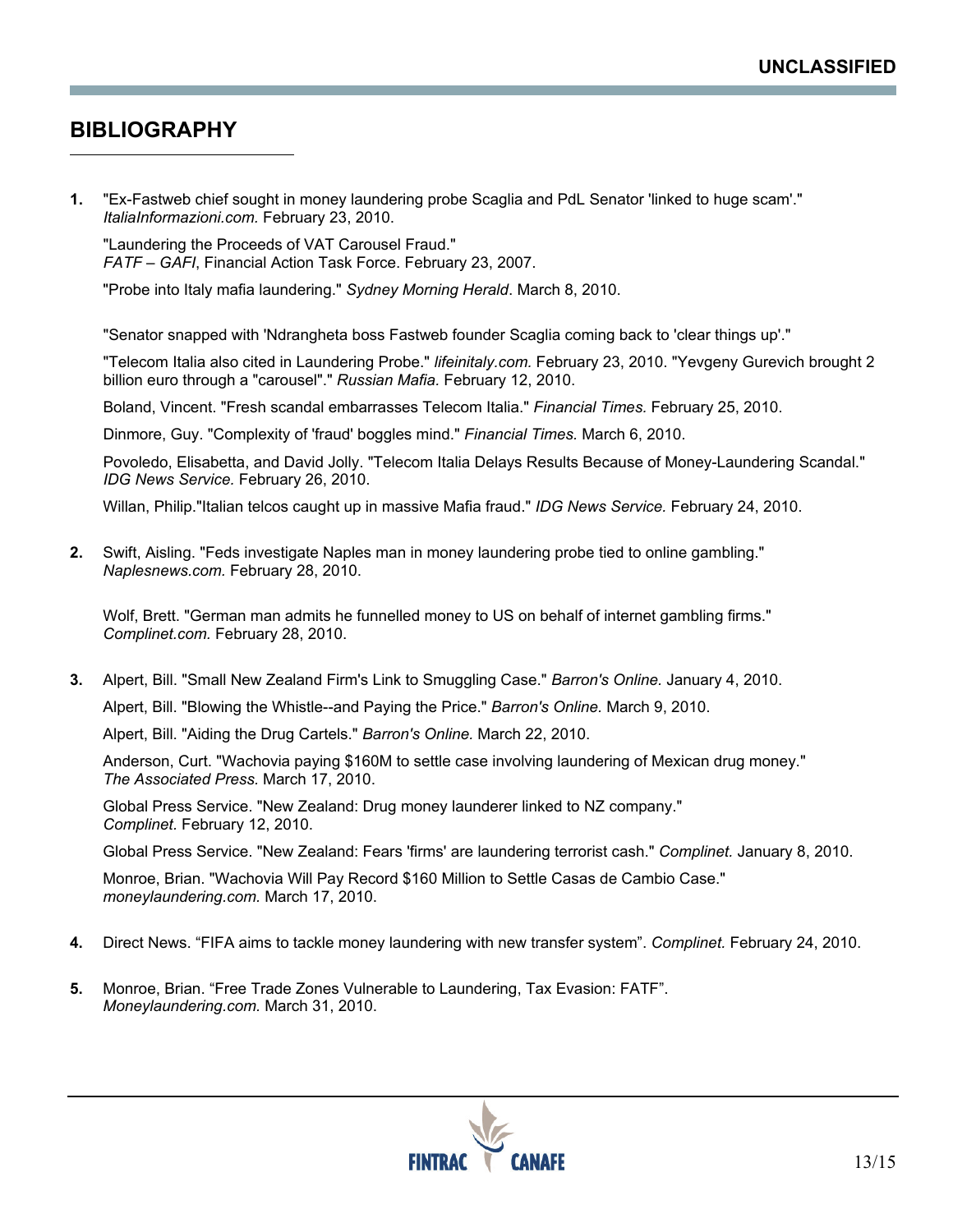## BIBLIOGRAPHY

1. "Ex-Fastweb chief sought in money laundering probe Scaglia and PdL Senator 'linked to huge scam'." *ItaliaInformazioni.com.* February 23, 2010.

   "Laundering the Proceeds of VAT Carousel Fraud." *FATF – GAFI*, Financial Action Task Force. February 23, 2007.

   "Probe into Italy mafia laundering." *Sydney Morning Herald*. March 8, 2010.

   "Senator snapped with 'Ndrangheta boss Fastweb founder Scaglia coming back to 'clear things up'."

   "Telecom Italia also cited in Laundering Probe." *lifeinitaly.com.* February 23, 2010. "Yevgeny Gurevich brought 2 billion euro through a "carousel"." *Russian Mafia.* February 12, 2010.

   Boland, Vincent. "Fresh scandal embarrasses Telecom Italia." *Financial Times.* February 25, 2010.

   Dinmore, Guy. "Complexity of 'fraud' boggles mind." *Financial Times.* March 6, 2010.

   Povoledo, Elisabetta, and David Jolly. "Telecom Italia Delays Results Because of Money-Laundering Scandal." *IDG News Service.* February 26, 2010.

   Willan, Philip."Italian telcos caught up in massive Mafia fraud." *IDG News Service.* February 24, 2010.

2. Swift, Aisling. "Feds investigate Naples man in money laundering probe tied to online gambling." *Naplesnews.com.* February 28, 2010.

   Wolf, Brett. "German man admits he funnelled money to US on behalf of internet gambling firms." *Complinet.com.* February 28, 2010.

3. Alpert, Bill. "Small New Zealand Firm's Link to Smuggling Case." *Barron's Online.* January 4, 2010.

   Alpert, Bill. "Blowing the Whistle--and Paying the Price." *Barron's Online.* March 9, 2010.

   Alpert, Bill. "Aiding the Drug Cartels." *Barron's Online.* March 22, 2010.

   Anderson, Curt. "Wachovia paying $160M to settle case involving laundering of Mexican drug money." *The Associated Press.* March 17, 2010.

   Global Press Service. "New Zealand: Drug money launderer linked to NZ company." *Complinet.* February 12, 2010.

   Global Press Service. "New Zealand: Fears 'firms' are laundering terrorist cash." *Complinet.* January 8, 2010.

   Monroe, Brian. "Wachovia Will Pay Record $160 Million to Settle Casas de Cambio Case." *moneylaundering.com.* March 17, 2010.

4. Direct News. "FIFA aims to tackle money laundering with new transfer system". *Complinet.* February 24, 2010.

5. Monroe, Brian. "Free Trade Zones Vulnerable to Laundering, Tax Evasion: FATF". *Moneylaundering.com.* March 31, 2010.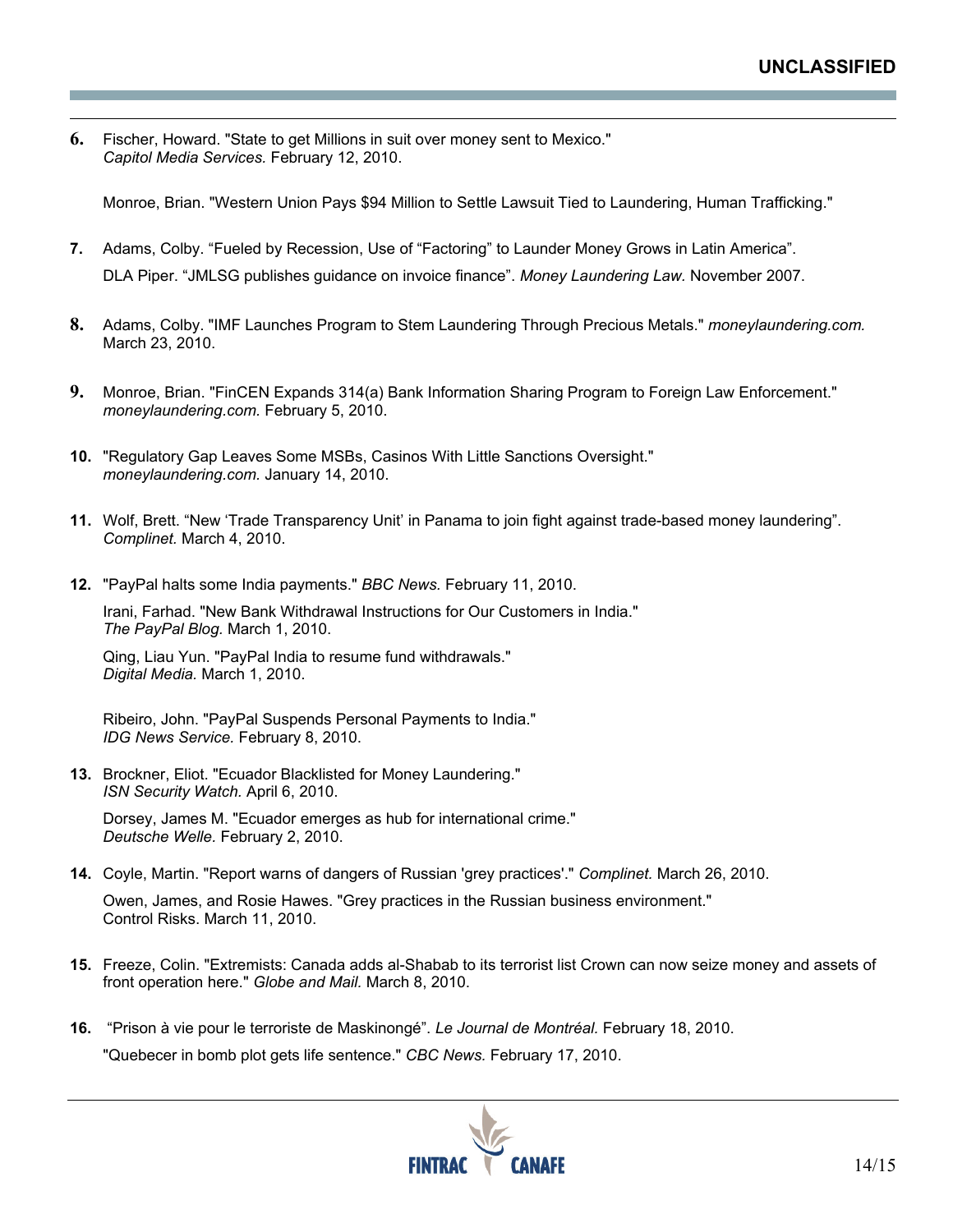6. Fischer, Howard. "State to get Millions in suit over money sent to Mexico." *Capitol Media Services.* February 12, 2010.

   Monroe, Brian. "Western Union Pays $94 Million to Settle Lawsuit Tied to Laundering, Human Trafficking."

7. Adams, Colby. "Fueled by Recession, Use of "Factoring" to Launder Money Grows in Latin America".

   DLA Piper. "JMLSG publishes guidance on invoice finance". *Money Laundering Law.* November 2007.

8. Adams, Colby. "IMF Launches Program to Stem Laundering Through Precious Metals." *moneylaundering.com.* March 23, 2010.

9. Monroe, Brian. "FinCEN Expands 314(a) Bank Information Sharing Program to Foreign Law Enforcement." *moneylaundering.com.* February 5, 2010.

10. "Regulatory Gap Leaves Some MSBs, Casinos With Little Sanctions Oversight." *moneylaundering.com.* January 14, 2010.

11. Wolf, Brett. "New 'Trade Transparency Unit' in Panama to join fight against trade-based money laundering". *Complinet.* March 4, 2010.

12. "PayPal halts some India payments." *BBC News.* February 11, 2010.

    Irani, Farhad. "New Bank Withdrawal Instructions for Our Customers in India." *The PayPal Blog.* March 1, 2010.

    Qing, Liau Yun. "PayPal India to resume fund withdrawals." *Digital Media.* March 1, 2010.

    Ribeiro, John. "PayPal Suspends Personal Payments to India." *IDG News Service.* February 8, 2010.

13. Brockner, Eliot. "Ecuador Blacklisted for Money Laundering." *ISN Security Watch.* April 6, 2010.

    Dorsey, James M. "Ecuador emerges as hub for international crime." *Deutsche Welle.* February 2, 2010.

14. Coyle, Martin. "Report warns of dangers of Russian 'grey practices'." *Complinet.* March 26, 2010.

    Owen, James, and Rosie Hawes. "Grey practices in the Russian business environment." Control Risks. March 11, 2010.

15. Freeze, Colin. "Extremists: Canada adds al-Shabab to its terrorist list Crown can now seize money and assets of front operation here." *Globe and Mail.* March 8, 2010.

16. "Prison à vie pour le terroriste de Maskinongé". *Le Journal de Montréal.* February 18, 2010.

    "Quebecer in bomb plot gets life sentence." *CBC News.* February 17, 2010.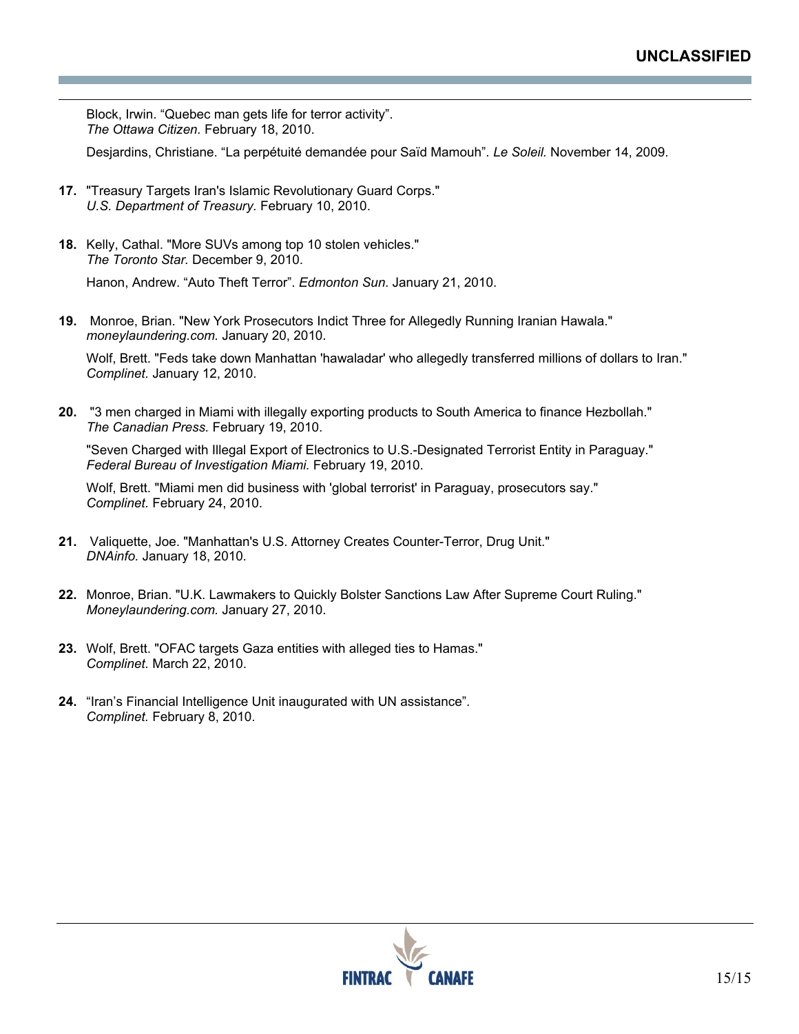Block, Irwin. “Quebec man gets life for terror activity”. *The Ottawa Citizen.* February 18, 2010.

Desjardins, Christiane. “La perpétuité demandée pour Saïd Mamouh”. *Le Soleil.* November 14, 2009.

**17.** "Treasury Targets Iran's Islamic Revolutionary Guard Corps." *U.S. Department of Treasury.* February 10, 2010.

**18.** Kelly, Cathal. "More SUVs among top 10 stolen vehicles." *The Toronto Star.* December 9, 2010.

Hanon, Andrew. “Auto Theft Terror”. *Edmonton Sun.* January 21, 2010.

**19.** Monroe, Brian. "New York Prosecutors Indict Three for Allegedly Running Iranian Hawala." *moneylaundering.com.* January 20, 2010.

Wolf, Brett. "Feds take down Manhattan 'hawaladar' who allegedly transferred millions of dollars to Iran." *Complinet.* January 12, 2010.

**20.** "3 men charged in Miami with illegally exporting products to South America to finance Hezbollah." *The Canadian Press.* February 19, 2010.

"Seven Charged with Illegal Export of Electronics to U.S.-Designated Terrorist Entity in Paraguay." *Federal Bureau of Investigation Miami.* February 19, 2010.

Wolf, Brett. "Miami men did business with 'global terrorist' in Paraguay, prosecutors say." *Complinet.* February 24, 2010.

**21.** Valiquette, Joe. "Manhattan's U.S. Attorney Creates Counter-Terror, Drug Unit." *DNAinfo.* January 18, 2010.

**22.** Monroe, Brian. "U.K. Lawmakers to Quickly Bolster Sanctions Law After Supreme Court Ruling." *Moneylaundering.com.* January 27, 2010.

**23.** Wolf, Brett. "OFAC targets Gaza entities with alleged ties to Hamas." *Complinet.* March 22, 2010.

**24.** “Iran’s Financial Intelligence Unit inaugurated with UN assistance”. *Complinet.* February 8, 2010.